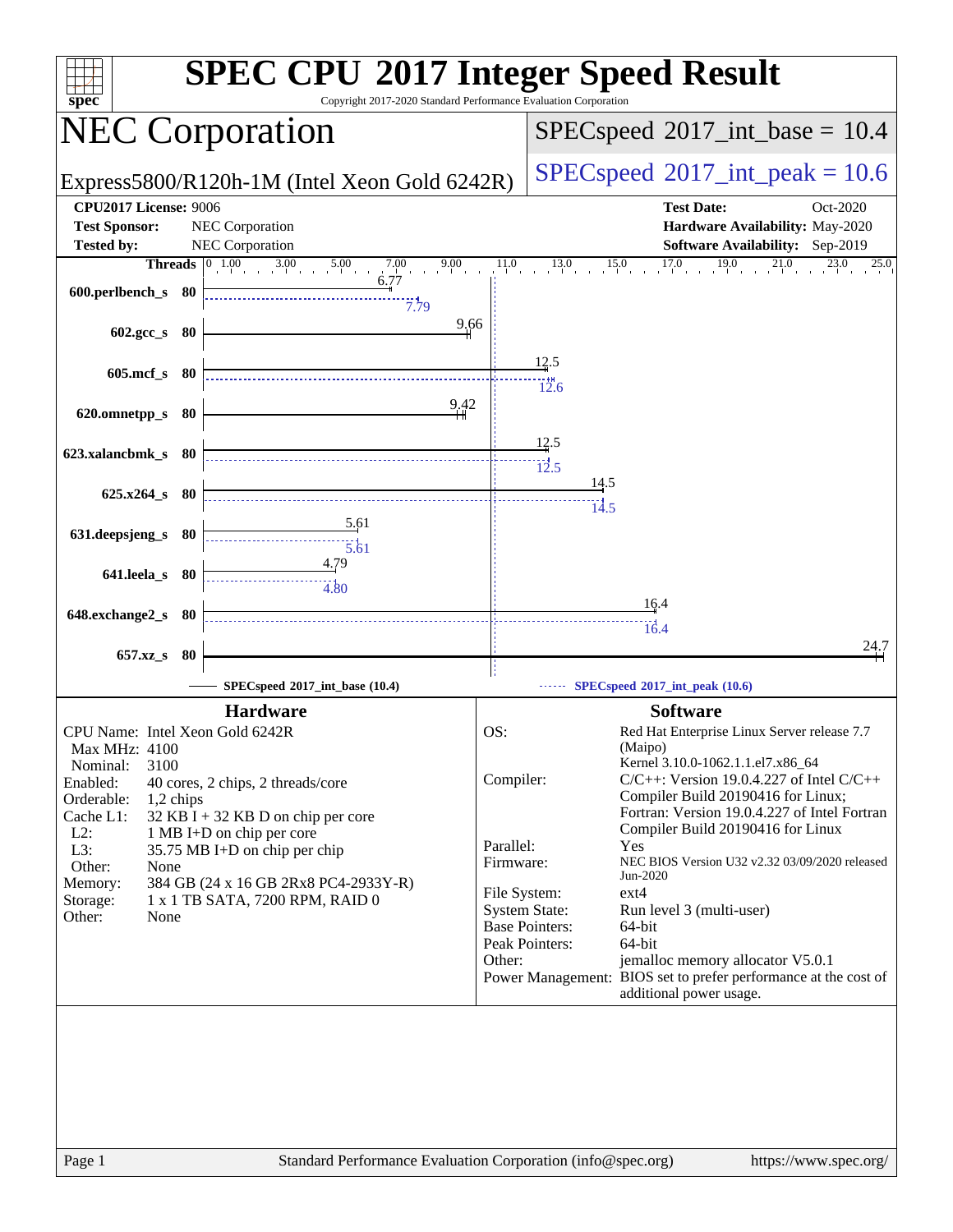# SPEC CPU 2017 Integer Speed Result

Copyright 2017-2020 Standard Performance Evaluation Corporation

## NEC Corporation

Express5800/R120h-1M (Intel Xeon Gold 6242R)

**SPECspeed 2017_int_base = 10.4**

**SPECspeed 2017_int_peak = 10.6**

| | | | |
|---|---|---|---|
| **CPU2017 License:** | 9006 | **Test Date:** | Oct-2020 |
| **Test Sponsor:** | NEC Corporation | **Hardware Availability:** | May-2020 |
| **Tested by:** | NEC Corporation | **Software Availability:** | Sep-2019 |

| Benchmark | Threads | Base | Peak |
|---|---|---|---|
| 600.perlbench_s | 80 | 6.77 | 7.79 |
| 602.gcc_s | 80 | 9.66 | |
| 605.mcf_s | 80 | 12.5 | 12.6 |
| 620.omnetpp_s | 80 | 9.42 | |
| 623.xalancbmk_s | 80 | 12.5 | 12.5 |
| 625.x264_s | 80 | 14.5 | 14.5 |
| 631.deepsjeng_s | 80 | 5.61 | 5.61 |
| 641.leela_s | 80 | 4.79 | 4.80 |
| 648.exchange2_s | 80 | 16.4 | 16.4 |
| 657.xz_s | 80 | 24.7 | |

SPECspeed 2017_int_base (10.4) — SPECspeed 2017_int_peak (10.6)

### Hardware

| | |
|---|---|
| CPU Name: | Intel Xeon Gold 6242R |
| Max MHz: | 4100 |
| Nominal: | 3100 |
| Enabled: | 40 cores, 2 chips, 2 threads/core |
| Orderable: | 1,2 chips |
| Cache L1: | 32 KB I + 32 KB D on chip per core |
| L2: | 1 MB I+D on chip per core |
| L3: | 35.75 MB I+D on chip per chip |
| Other: | None |
| Memory: | 384 GB (24 x 16 GB 2Rx8 PC4-2933Y-R) |
| Storage: | 1 x 1 TB SATA, 7200 RPM, RAID 0 |
| Other: | None |

### Software

| | |
|---|---|
| OS: | Red Hat Enterprise Linux Server release 7.7 (Maipo) Kernel 3.10.0-1062.1.1.el7.x86_64 |
| Compiler: | C/C++: Version 19.0.4.227 of Intel C/C++ Compiler Build 20190416 for Linux; Fortran: Version 19.0.4.227 of Intel Fortran Compiler Build 20190416 for Linux |
| Parallel: | Yes |
| Firmware: | NEC BIOS Version U32 v2.32 03/09/2020 released Jun-2020 |
| File System: | ext4 |
| System State: | Run level 3 (multi-user) |
| Base Pointers: | 64-bit |
| Peak Pointers: | 64-bit |
| Other: | jemalloc memory allocator V5.0.1 |
| Power Management: | BIOS set to prefer performance at the cost of additional power usage. |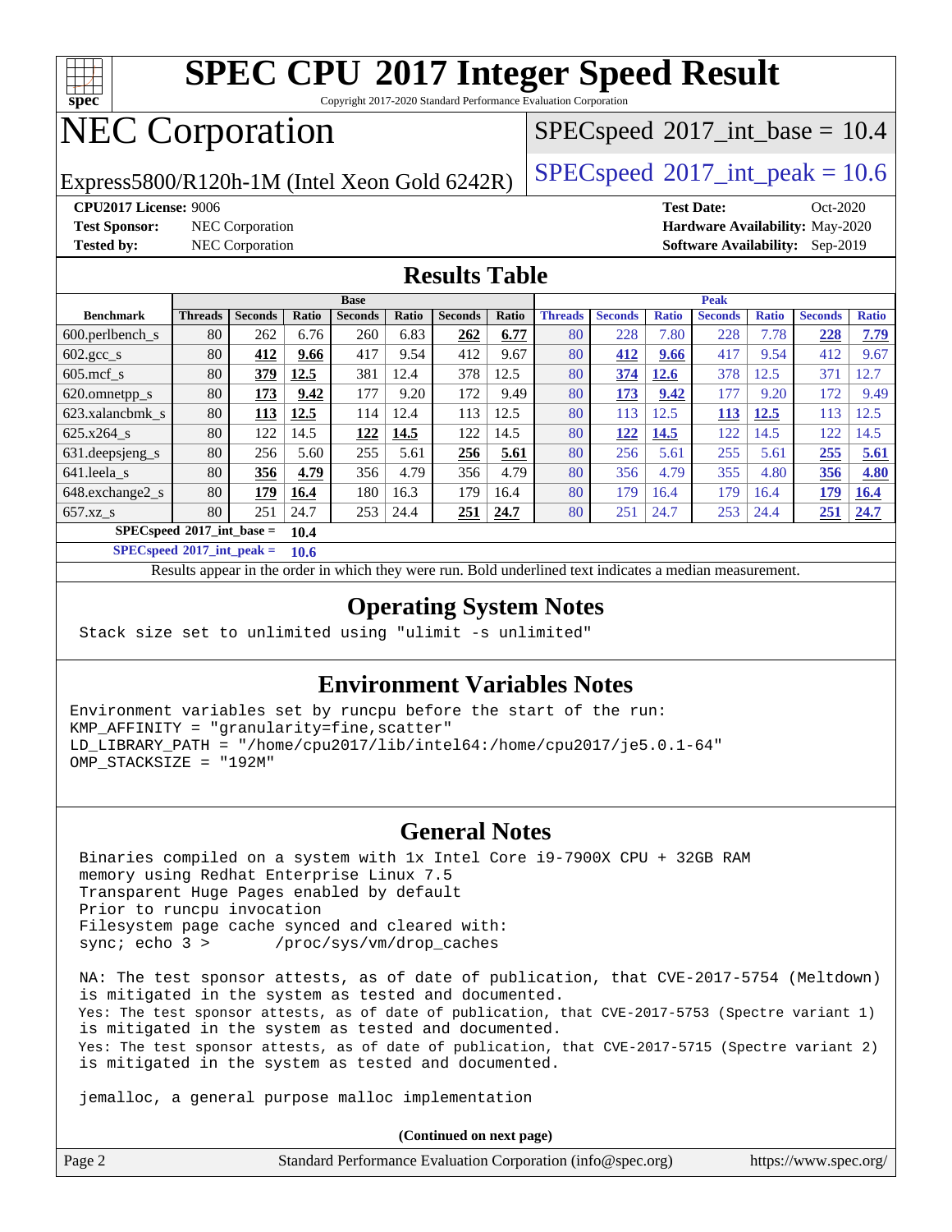# SPEC CPU 2017 Integer Speed Result

Copyright 2017-2020 Standard Performance Evaluation Corporation

# NEC Corporation

Express5800/R120h-1M (Intel Xeon Gold 6242R)

SPECspeed 2017_int_base = 10.4

SPECspeed 2017_int_peak = 10.6

**CPU2017 License:** 9006
**Test Sponsor:** NEC Corporation
**Tested by:** NEC Corporation

**Test Date:** Oct-2020
**Hardware Availability:** May-2020
**Software Availability:** Sep-2019

## Results Table

| Benchmark | Base | | | | | | | Peak | | | | | | |
|---|---|---|---|---|---|---|---|---|---|---|---|---|---|---|
| | Threads | Seconds | Ratio | Seconds | Ratio | Seconds | Ratio | Threads | Seconds | Ratio | Seconds | Ratio | Seconds | Ratio |
| 600.perlbench_s | 80 | 262 | 6.76 | 260 | 6.83 | **262** | **6.77** | 80 | 228 | 7.80 | 228 | 7.78 | **228** | **7.79** |
| 602.gcc_s | 80 | **412** | **9.66** | 417 | 9.54 | 412 | 9.67 | 80 | **412** | **9.66** | 417 | 9.54 | 412 | 9.67 |
| 605.mcf_s | 80 | **379** | **12.5** | 381 | 12.4 | 378 | 12.5 | 80 | **374** | **12.6** | 378 | 12.5 | 371 | 12.7 |
| 620.omnetpp_s | 80 | **173** | **9.42** | 177 | 9.20 | 172 | 9.49 | 80 | **173** | **9.42** | 177 | 9.20 | 172 | 9.49 |
| 623.xalancbmk_s | 80 | **113** | **12.5** | 114 | 12.4 | 113 | 12.5 | 80 | 113 | 12.5 | **113** | **12.5** | 113 | 12.5 |
| 625.x264_s | 80 | 122 | 14.5 | **122** | **14.5** | 122 | 14.5 | 80 | **122** | **14.5** | 122 | 14.5 | 122 | 14.5 |
| 631.deepsjeng_s | 80 | 256 | 5.60 | 255 | 5.61 | **256** | **5.61** | 80 | 256 | 5.61 | 255 | 5.61 | **255** | **5.61** |
| 641.leela_s | 80 | **356** | **4.79** | 356 | 4.79 | 356 | 4.79 | 80 | 356 | 4.79 | 355 | 4.80 | **356** | **4.80** |
| 648.exchange2_s | 80 | **179** | **16.4** | 180 | 16.3 | 179 | 16.4 | 80 | 179 | 16.4 | 179 | 16.4 | **179** | **16.4** |
| 657.xz_s | 80 | 251 | 24.7 | 253 | 24.4 | **251** | **24.7** | 80 | 251 | 24.7 | 253 | 24.4 | **251** | **24.7** |

**SPECspeed 2017_int_base = 10.4**

**SPECspeed 2017_int_peak = 10.6**

Results appear in the order in which they were run. Bold underlined text indicates a median measurement.

## Operating System Notes

```
Stack size set to unlimited using "ulimit -s unlimited"
```

## Environment Variables Notes

```
Environment variables set by runcpu before the start of the run:
KMP_AFFINITY = "granularity=fine,scatter"
LD_LIBRARY_PATH = "/home/cpu2017/lib/intel64:/home/cpu2017/je5.0.1-64"
OMP_STACKSIZE = "192M"
```

## General Notes

```
Binaries compiled on a system with 1x Intel Core i9-7900X CPU + 32GB RAM
memory using Redhat Enterprise Linux 7.5
Transparent Huge Pages enabled by default
Prior to runcpu invocation
Filesystem page cache synced and cleared with:
sync; echo 3 >       /proc/sys/vm/drop_caches

NA: The test sponsor attests, as of date of publication, that CVE-2017-5754 (Meltdown)
is mitigated in the system as tested and documented.
Yes: The test sponsor attests, as of date of publication, that CVE-2017-5753 (Spectre variant 1)
is mitigated in the system as tested and documented.
Yes: The test sponsor attests, as of date of publication, that CVE-2017-5715 (Spectre variant 2)
is mitigated in the system as tested and documented.

jemalloc, a general purpose malloc implementation
```

**(Continued on next page)**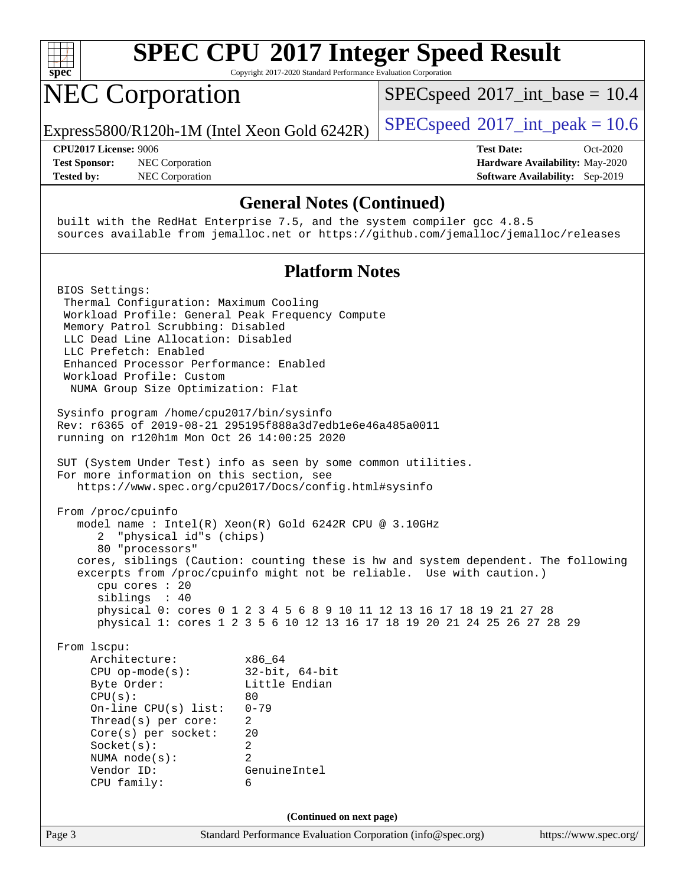# SPEC CPU 2017 Integer Speed Result

Copyright 2017-2020 Standard Performance Evaluation Corporation

## NEC Corporation

Express5800/R120h-1M (Intel Xeon Gold 6242R)

SPECspeed 2017_int_base = 10.4

SPECspeed 2017_int_peak = 10.6

**CPU2017 License:** 9006
**Test Sponsor:** NEC Corporation
**Tested by:** NEC Corporation

**Test Date:** Oct-2020
**Hardware Availability:** May-2020
**Software Availability:** Sep-2019

### General Notes (Continued)

```
built with the RedHat Enterprise 7.5, and the system compiler gcc 4.8.5
sources available from jemalloc.net or https://github.com/jemalloc/jemalloc/releases
```

### Platform Notes

```
BIOS Settings:
 Thermal Configuration: Maximum Cooling
 Workload Profile: General Peak Frequency Compute
 Memory Patrol Scrubbing: Disabled
 LLC Dead Line Allocation: Disabled
 LLC Prefetch: Enabled
 Enhanced Processor Performance: Enabled
 Workload Profile: Custom
  NUMA Group Size Optimization: Flat

Sysinfo program /home/cpu2017/bin/sysinfo
Rev: r6365 of 2019-08-21 295195f888a3d7edb1e6e46a485a0011
running on r120h1m Mon Oct 26 14:00:25 2020

SUT (System Under Test) info as seen by some common utilities.
For more information on this section, see
   https://www.spec.org/cpu2017/Docs/config.html#sysinfo

From /proc/cpuinfo
   model name : Intel(R) Xeon(R) Gold 6242R CPU @ 3.10GHz
      2  "physical id"s (chips)
      80 "processors"
   cores, siblings (Caution: counting these is hw and system dependent. The following
   excerpts from /proc/cpuinfo might not be reliable.  Use with caution.)
      cpu cores : 20
      siblings  : 40
      physical 0: cores 0 1 2 3 4 5 6 8 9 10 11 12 13 16 17 18 19 21 27 28
      physical 1: cores 1 2 3 5 6 10 12 13 16 17 18 19 20 21 24 25 26 27 28 29

From lscpu:
     Architecture:          x86_64
     CPU op-mode(s):        32-bit, 64-bit
     Byte Order:            Little Endian
     CPU(s):                80
     On-line CPU(s) list:   0-79
     Thread(s) per core:    2
     Core(s) per socket:    20
     Socket(s):             2
     NUMA node(s):          2
     Vendor ID:             GenuineIntel
     CPU family:            6
```

(Continued on next page)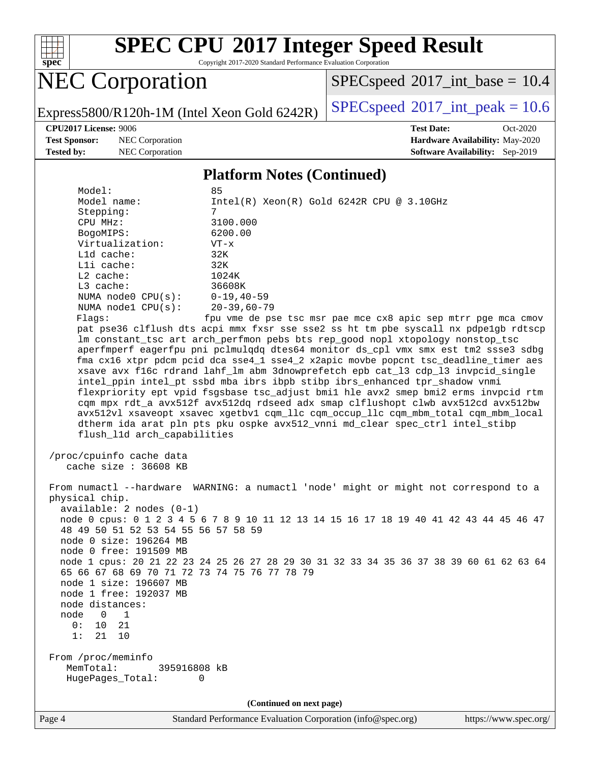## Platform Notes (Continued)

```
    Model:                 85
    Model name:            Intel(R) Xeon(R) Gold 6242R CPU @ 3.10GHz
    Stepping:              7
    CPU MHz:               3100.000
    BogoMIPS:              6200.00
    Virtualization:        VT-x
    L1d cache:             32K
    L1i cache:             32K
    L2 cache:              1024K
    L3 cache:              36608K
    NUMA node0 CPU(s):     0-19,40-59
    NUMA node1 CPU(s):     20-39,60-79
    Flags:                 fpu vme de pse tsc msr pae mce cx8 apic sep mtrr pge mca cmov
    pat pse36 clflush dts acpi mmx fxsr sse sse2 ss ht tm pbe syscall nx pdpe1gb rdtscp
    lm constant_tsc art arch_perfmon pebs bts rep_good nopl xtopology nonstop_tsc
    aperfmperf eagerfpu pni pclmulqdq dtes64 monitor ds_cpl vmx smx est tm2 ssse3 sdbg
    fma cx16 xtpr pdcm pcid dca sse4_1 sse4_2 x2apic movbe popcnt tsc_deadline_timer aes
    xsave avx f16c rdrand lahf_lm abm 3dnowprefetch epb cat_l3 cdp_l3 invpcid_single
    intel_ppin intel_pt ssbd mba ibrs ibpb stibp ibrs_enhanced tpr_shadow vnmi
    flexpriority ept vpid fsgsbase tsc_adjust bmi1 hle avx2 smep bmi2 erms invpcid rtm
    cqm mpx rdt_a avx512f avx512dq rdseed adx smap clflushopt clwb avx512cd avx512bw
    avx512vl xsaveopt xsavec xgetbv1 cqm_llc cqm_occup_llc cqm_mbm_total cqm_mbm_local
    dtherm ida arat pln pts pku ospke avx512_vnni md_clear spec_ctrl intel_stibp
    flush_l1d arch_capabilities

 /proc/cpuinfo cache data
    cache size : 36608 KB

 From numactl --hardware  WARNING: a numactl 'node' might or might not correspond to a
 physical chip.
   available: 2 nodes (0-1)
   node 0 cpus: 0 1 2 3 4 5 6 7 8 9 10 11 12 13 14 15 16 17 18 19 40 41 42 43 44 45 46 47
   48 49 50 51 52 53 54 55 56 57 58 59
   node 0 size: 196264 MB
   node 0 free: 191509 MB
   node 1 cpus: 20 21 22 23 24 25 26 27 28 29 30 31 32 33 34 35 36 37 38 39 60 61 62 63 64
   65 66 67 68 69 70 71 72 73 74 75 76 77 78 79
   node 1 size: 196607 MB
   node 1 free: 192037 MB
   node distances:
   node   0   1
     0:  10  21
     1:  21  10

 From /proc/meminfo
    MemTotal:       395916808 kB
    HugePages_Total:       0
```

(Continued on next page)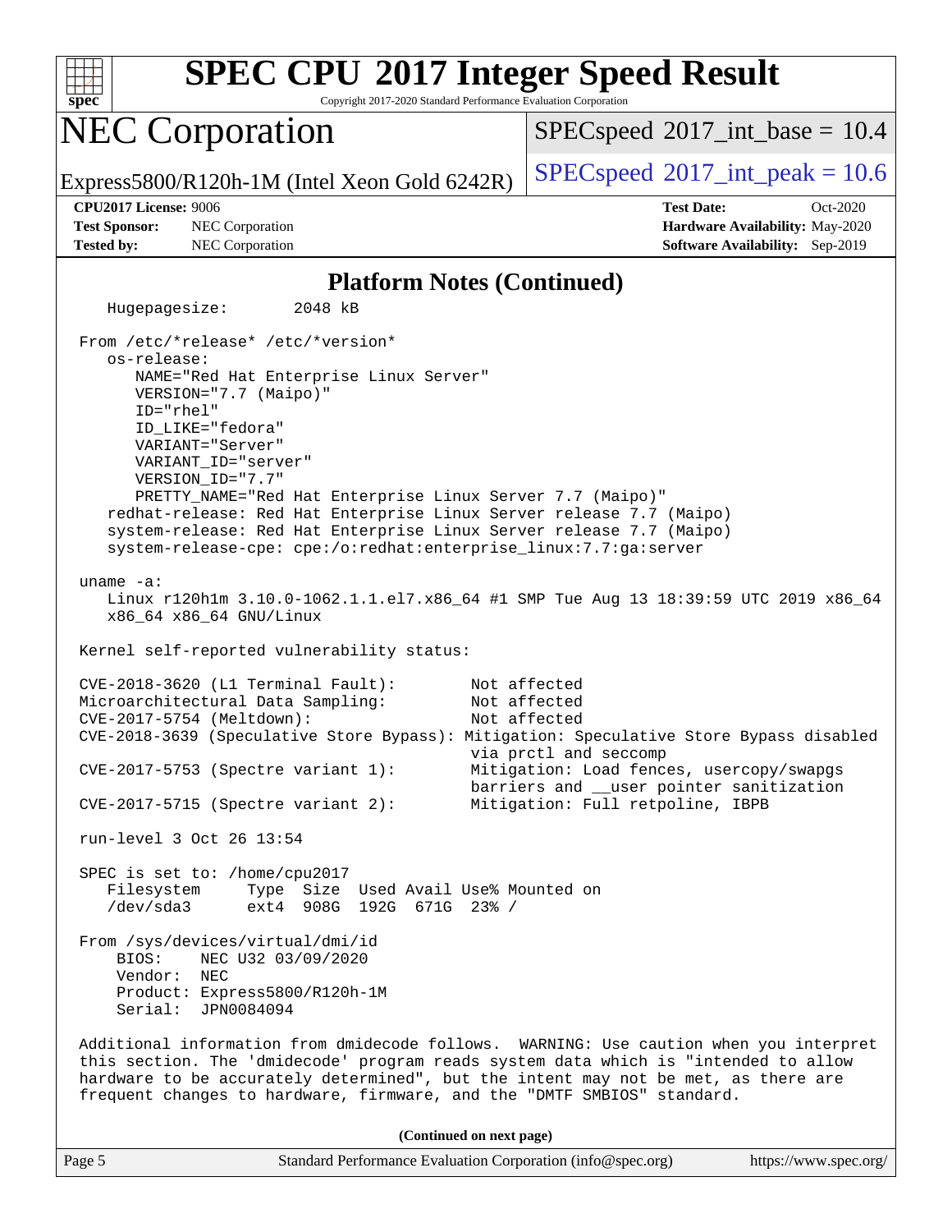## Platform Notes (Continued)

```
   Hugepagesize:       2048 kB

 From /etc/*release* /etc/*version*
    os-release:
       NAME="Red Hat Enterprise Linux Server"
       VERSION="7.7 (Maipo)"
       ID="rhel"
       ID_LIKE="fedora"
       VARIANT="Server"
       VARIANT_ID="server"
       VERSION_ID="7.7"
       PRETTY_NAME="Red Hat Enterprise Linux Server 7.7 (Maipo)"
    redhat-release: Red Hat Enterprise Linux Server release 7.7 (Maipo)
    system-release: Red Hat Enterprise Linux Server release 7.7 (Maipo)
    system-release-cpe: cpe:/o:redhat:enterprise_linux:7.7:ga:server

 uname -a:
    Linux r120h1m 3.10.0-1062.1.1.el7.x86_64 #1 SMP Tue Aug 13 18:39:59 UTC 2019 x86_64
    x86_64 x86_64 GNU/Linux

 Kernel self-reported vulnerability status:

 CVE-2018-3620 (L1 Terminal Fault):        Not affected
 Microarchitectural Data Sampling:         Not affected
 CVE-2017-5754 (Meltdown):                 Not affected
 CVE-2018-3639 (Speculative Store Bypass): Mitigation: Speculative Store Bypass disabled
                                           via prctl and seccomp
 CVE-2017-5753 (Spectre variant 1):        Mitigation: Load fences, usercopy/swapgs
                                           barriers and __user pointer sanitization
 CVE-2017-5715 (Spectre variant 2):        Mitigation: Full retpoline, IBPB

 run-level 3 Oct 26 13:54

 SPEC is set to: /home/cpu2017
    Filesystem     Type  Size  Used Avail Use% Mounted on
    /dev/sda3      ext4  908G  192G  671G  23% /

 From /sys/devices/virtual/dmi/id
     BIOS:    NEC U32 03/09/2020
     Vendor:  NEC
     Product: Express5800/R120h-1M
     Serial:  JPN0084094

 Additional information from dmidecode follows.  WARNING: Use caution when you interpret
 this section. The 'dmidecode' program reads system data which is "intended to allow
 hardware to be accurately determined", but the intent may not be met, as there are
 frequent changes to hardware, firmware, and the "DMTF SMBIOS" standard.
```

**(Continued on next page)**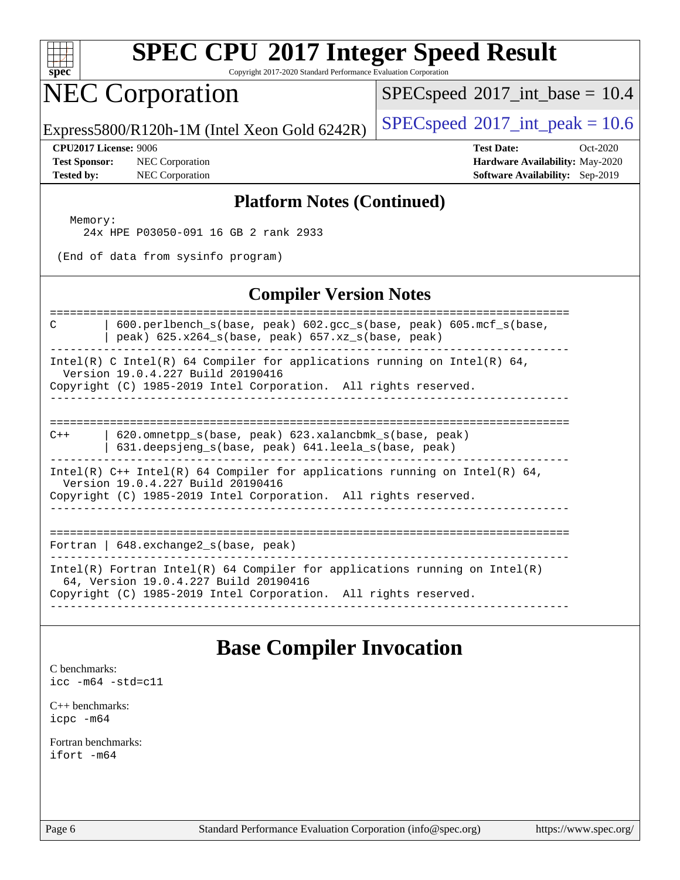# SPEC CPU 2017 Integer Speed Result

Copyright 2017-2020 Standard Performance Evaluation Corporation

# NEC Corporation

Express5800/R120h-1M (Intel Xeon Gold 6242R)

SPECspeed 2017_int_base = 10.4

SPECspeed 2017_int_peak = 10.6

**CPU2017 License:** 9006
**Test Sponsor:** NEC Corporation
**Tested by:** NEC Corporation

**Test Date:** Oct-2020
**Hardware Availability:** May-2020
**Software Availability:** Sep-2019

## Platform Notes (Continued)

```
  Memory:
    24x HPE P03050-091 16 GB 2 rank 2933

 (End of data from sysinfo program)
```

## Compiler Version Notes

```
==============================================================================
C       | 600.perlbench_s(base, peak) 602.gcc_s(base, peak) 605.mcf_s(base,
        | peak) 625.x264_s(base, peak) 657.xz_s(base, peak)
------------------------------------------------------------------------------
Intel(R) C Intel(R) 64 Compiler for applications running on Intel(R) 64,
  Version 19.0.4.227 Build 20190416
Copyright (C) 1985-2019 Intel Corporation.  All rights reserved.
------------------------------------------------------------------------------

==============================================================================
C++     | 620.omnetpp_s(base, peak) 623.xalancbmk_s(base, peak)
        | 631.deepsjeng_s(base, peak) 641.leela_s(base, peak)
------------------------------------------------------------------------------
Intel(R) C++ Intel(R) 64 Compiler for applications running on Intel(R) 64,
  Version 19.0.4.227 Build 20190416
Copyright (C) 1985-2019 Intel Corporation.  All rights reserved.
------------------------------------------------------------------------------

==============================================================================
Fortran | 648.exchange2_s(base, peak)
------------------------------------------------------------------------------
Intel(R) Fortran Intel(R) 64 Compiler for applications running on Intel(R)
  64, Version 19.0.4.227 Build 20190416
Copyright (C) 1985-2019 Intel Corporation.  All rights reserved.
------------------------------------------------------------------------------
```

## Base Compiler Invocation

C benchmarks:
`icc -m64 -std=c11`

C++ benchmarks:
`icpc -m64`

Fortran benchmarks:
`ifort -m64`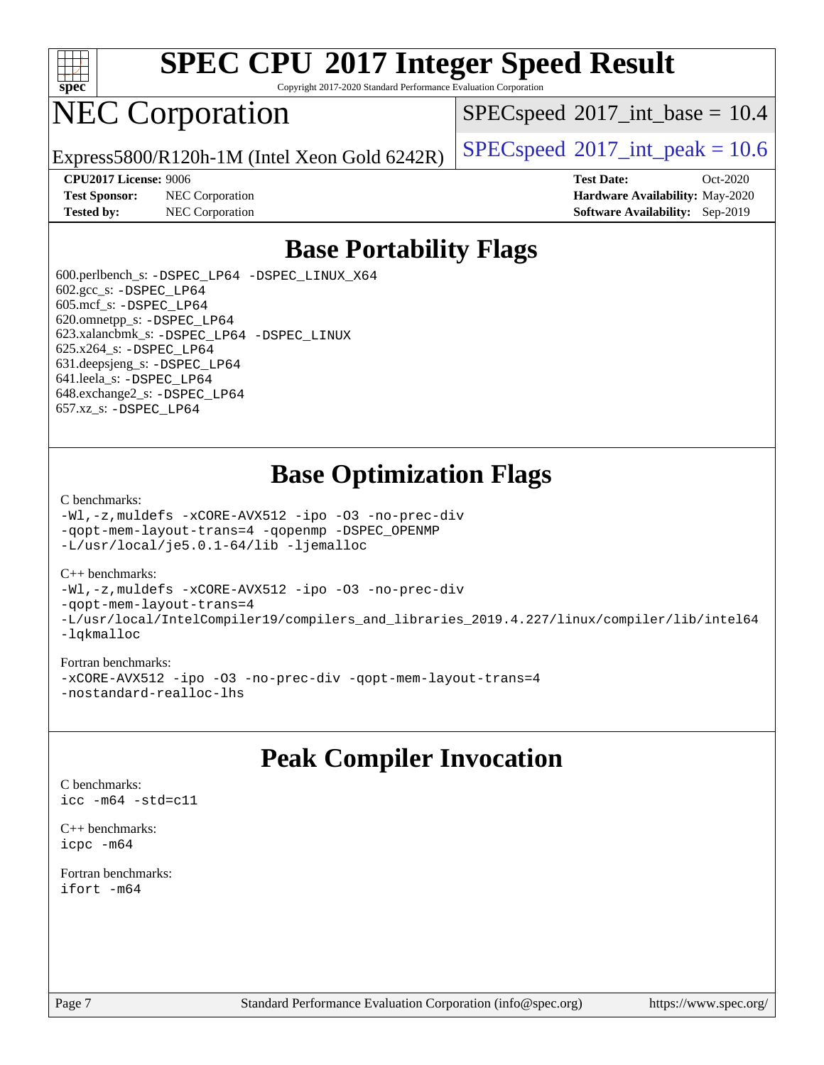# SPEC CPU 2017 Integer Speed Result

Copyright 2017-2020 Standard Performance Evaluation Corporation

# NEC Corporation

Express5800/R120h-1M (Intel Xeon Gold 6242R)

SPECspeed 2017_int_base = 10.4

SPECspeed 2017_int_peak = 10.6

**CPU2017 License:** 9006
**Test Sponsor:** NEC Corporation
**Tested by:** NEC Corporation

**Test Date:** Oct-2020
**Hardware Availability:** May-2020
**Software Availability:** Sep-2019

## Base Portability Flags

600.perlbench_s: `-DSPEC_LP64 -DSPEC_LINUX_X64`
602.gcc_s: `-DSPEC_LP64`
605.mcf_s: `-DSPEC_LP64`
620.omnetpp_s: `-DSPEC_LP64`
623.xalancbmk_s: `-DSPEC_LP64 -DSPEC_LINUX`
625.x264_s: `-DSPEC_LP64`
631.deepsjeng_s: `-DSPEC_LP64`
641.leela_s: `-DSPEC_LP64`
648.exchange2_s: `-DSPEC_LP64`
657.xz_s: `-DSPEC_LP64`

## Base Optimization Flags

C benchmarks:
```
-Wl,-z,muldefs -xCORE-AVX512 -ipo -O3 -no-prec-div
-qopt-mem-layout-trans=4 -qopenmp -DSPEC_OPENMP
-L/usr/local/je5.0.1-64/lib -ljemalloc
```

C++ benchmarks:
```
-Wl,-z,muldefs -xCORE-AVX512 -ipo -O3 -no-prec-div
-qopt-mem-layout-trans=4
-L/usr/local/IntelCompiler19/compilers_and_libraries_2019.4.227/linux/compiler/lib/intel64
-lqkmalloc
```

Fortran benchmarks:
```
-xCORE-AVX512 -ipo -O3 -no-prec-div -qopt-mem-layout-trans=4
-nostandard-realloc-lhs
```

## Peak Compiler Invocation

C benchmarks:
```
icc -m64 -std=c11
```

C++ benchmarks:
```
icpc -m64
```

Fortran benchmarks:
```
ifort -m64
```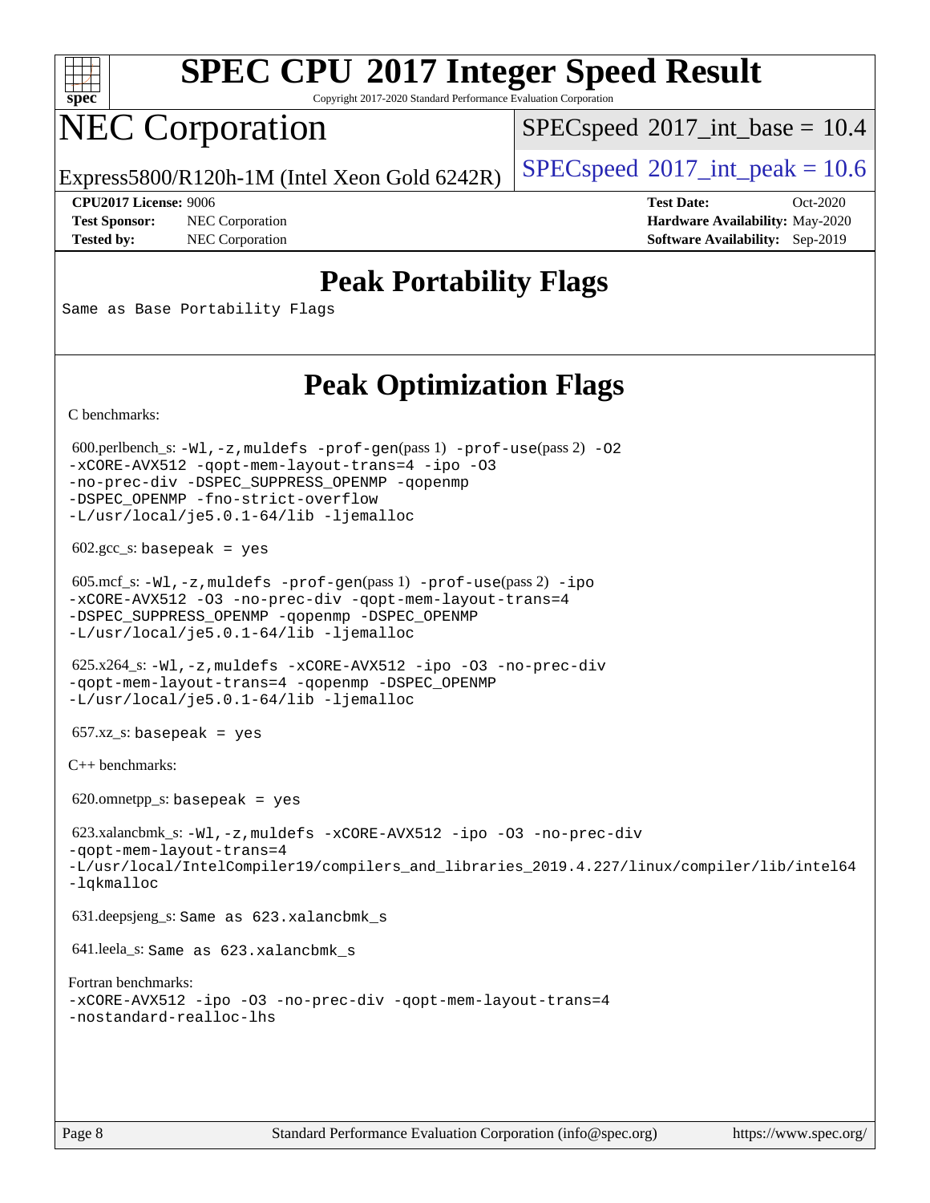# SPEC CPU 2017 Integer Speed Result

Copyright 2017-2020 Standard Performance Evaluation Corporation

# NEC Corporation

Express5800/R120h-1M (Intel Xeon Gold 6242R)

SPECspeed 2017_int_base = 10.4

SPECspeed 2017_int_peak = 10.6

**CPU2017 License:** 9006
**Test Sponsor:** NEC Corporation
**Tested by:** NEC Corporation

**Test Date:** Oct-2020
**Hardware Availability:** May-2020
**Software Availability:** Sep-2019

## Peak Portability Flags

Same as Base Portability Flags

## Peak Optimization Flags

C benchmarks:

600.perlbench_s: `-Wl,-z,muldefs -prof-gen`(pass 1) `-prof-use`(pass 2) `-O2 -xCORE-AVX512 -qopt-mem-layout-trans=4 -ipo -O3 -no-prec-div -DSPEC_SUPPRESS_OPENMP -qopenmp -DSPEC_OPENMP -fno-strict-overflow -L/usr/local/je5.0.1-64/lib -ljemalloc`

602.gcc_s: `basepeak = yes`

605.mcf_s: `-Wl,-z,muldefs -prof-gen`(pass 1) `-prof-use`(pass 2) `-ipo -xCORE-AVX512 -O3 -no-prec-div -qopt-mem-layout-trans=4 -DSPEC_SUPPRESS_OPENMP -qopenmp -DSPEC_OPENMP -L/usr/local/je5.0.1-64/lib -ljemalloc`

625.x264_s: `-Wl,-z,muldefs -xCORE-AVX512 -ipo -O3 -no-prec-div -qopt-mem-layout-trans=4 -qopenmp -DSPEC_OPENMP -L/usr/local/je5.0.1-64/lib -ljemalloc`

657.xz_s: `basepeak = yes`

C++ benchmarks:

620.omnetpp_s: `basepeak = yes`

623.xalancbmk_s: `-Wl,-z,muldefs -xCORE-AVX512 -ipo -O3 -no-prec-div -qopt-mem-layout-trans=4 -L/usr/local/IntelCompiler19/compilers_and_libraries_2019.4.227/linux/compiler/lib/intel64 -lqkmalloc`

631.deepsjeng_s: Same as 623.xalancbmk_s

641.leela_s: Same as 623.xalancbmk_s

Fortran benchmarks:

`-xCORE-AVX512 -ipo -O3 -no-prec-div -qopt-mem-layout-trans=4 -nostandard-realloc-lhs`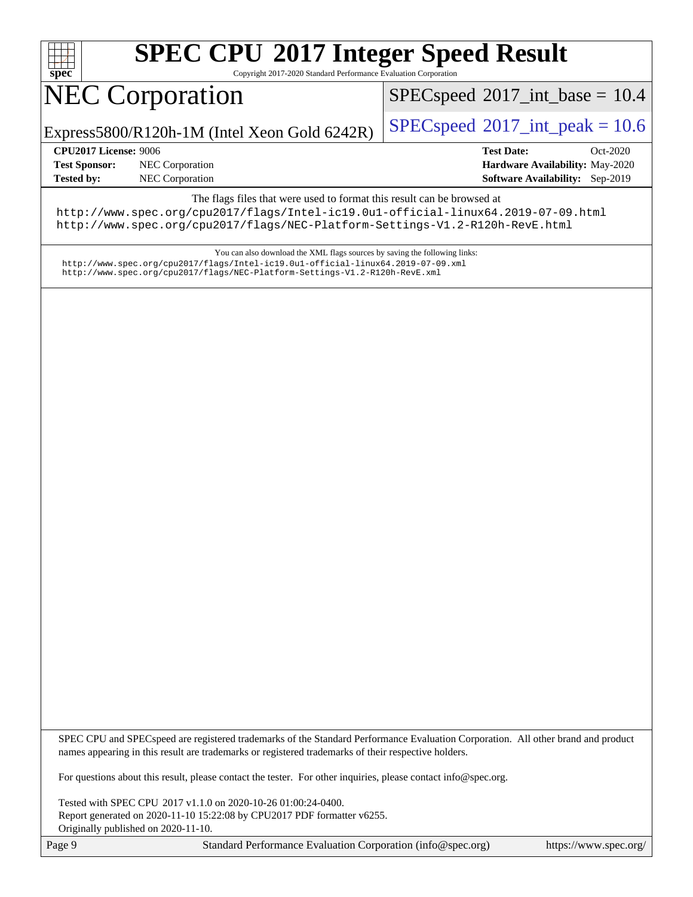The flags files that were used to format this result can be browsed at

http://www.spec.org/cpu2017/flags/Intel-ic19.0u1-official-linux64.2019-07-09.html
http://www.spec.org/cpu2017/flags/NEC-Platform-Settings-V1.2-R120h-RevE.html

You can also download the XML flags sources by saving the following links:

http://www.spec.org/cpu2017/flags/Intel-ic19.0u1-official-linux64.2019-07-09.xml
http://www.spec.org/cpu2017/flags/NEC-Platform-Settings-V1.2-R120h-RevE.xml

SPEC CPU and SPECspeed are registered trademarks of the Standard Performance Evaluation Corporation. All other brand and product names appearing in this result are trademarks or registered trademarks of their respective holders.

For questions about this result, please contact the tester. For other inquiries, please contact info@spec.org.

Tested with SPEC CPU 2017 v1.1.0 on 2020-10-26 01:00:24-0400.
Report generated on 2020-11-10 15:22:08 by CPU2017 PDF formatter v6255.
Originally published on 2020-11-10.